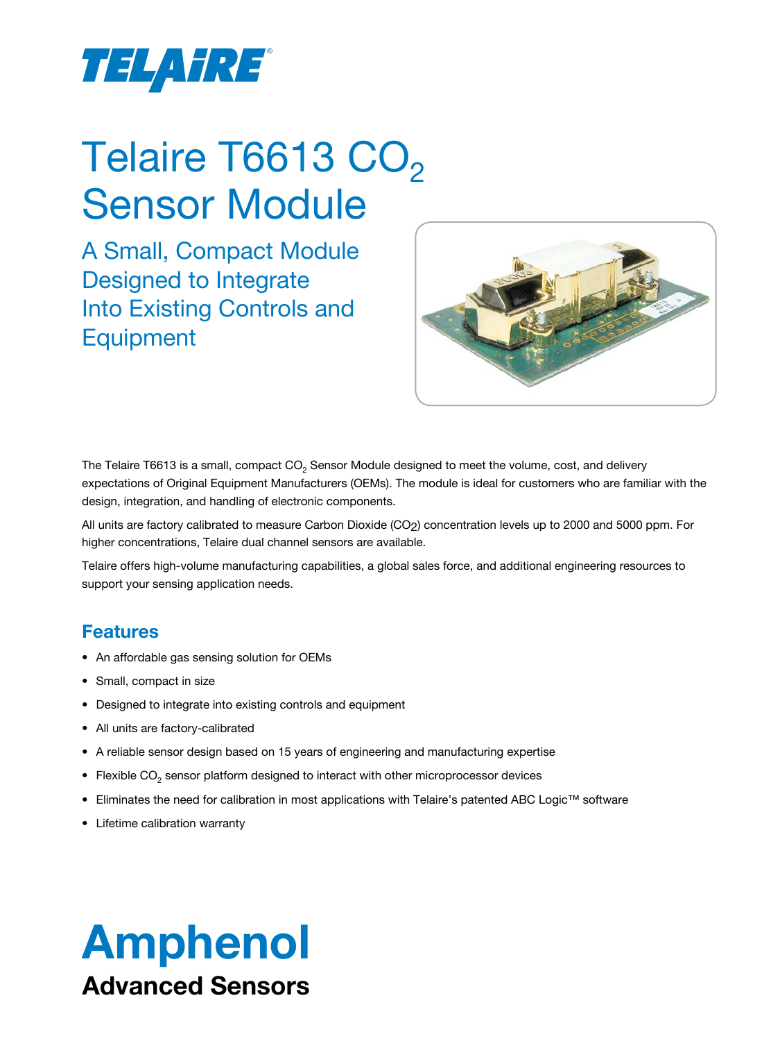TELAIRE®

# Telaire T6613 $CO_2$ Sensor Module

## A Small, Compact Module Designed to Integrate Into Existing Controls and Equipment

The Telaire T6613 is a small, compact $CO_2$ Sensor Module designed to meet the volume, cost, and delivery expectations of Original Equipment Manufacturers (OEMs). The module is ideal for customers who are familiar with the design, integration, and handling of electronic components.

All units are factory calibrated to measure Carbon Dioxide ($CO_2$) concentration levels up to 2000 and 5000 ppm. For higher concentrations, Telaire dual channel sensors are available.

Telaire offers high-volume manufacturing capabilities, a global sales force, and additional engineering resources to support your sensing application needs.

## Features

- An affordable gas sensing solution for OEMs
- Small, compact in size
- Designed to integrate into existing controls and equipment
- All units are factory-calibrated
- A reliable sensor design based on 15 years of engineering and manufacturing expertise
- Flexible $CO_2$ sensor platform designed to interact with other microprocessor devices
- Eliminates the need for calibration in most applications with Telaire's patented ABC Logic™ software
- Lifetime calibration warranty

**Amphenol**
**Advanced Sensors**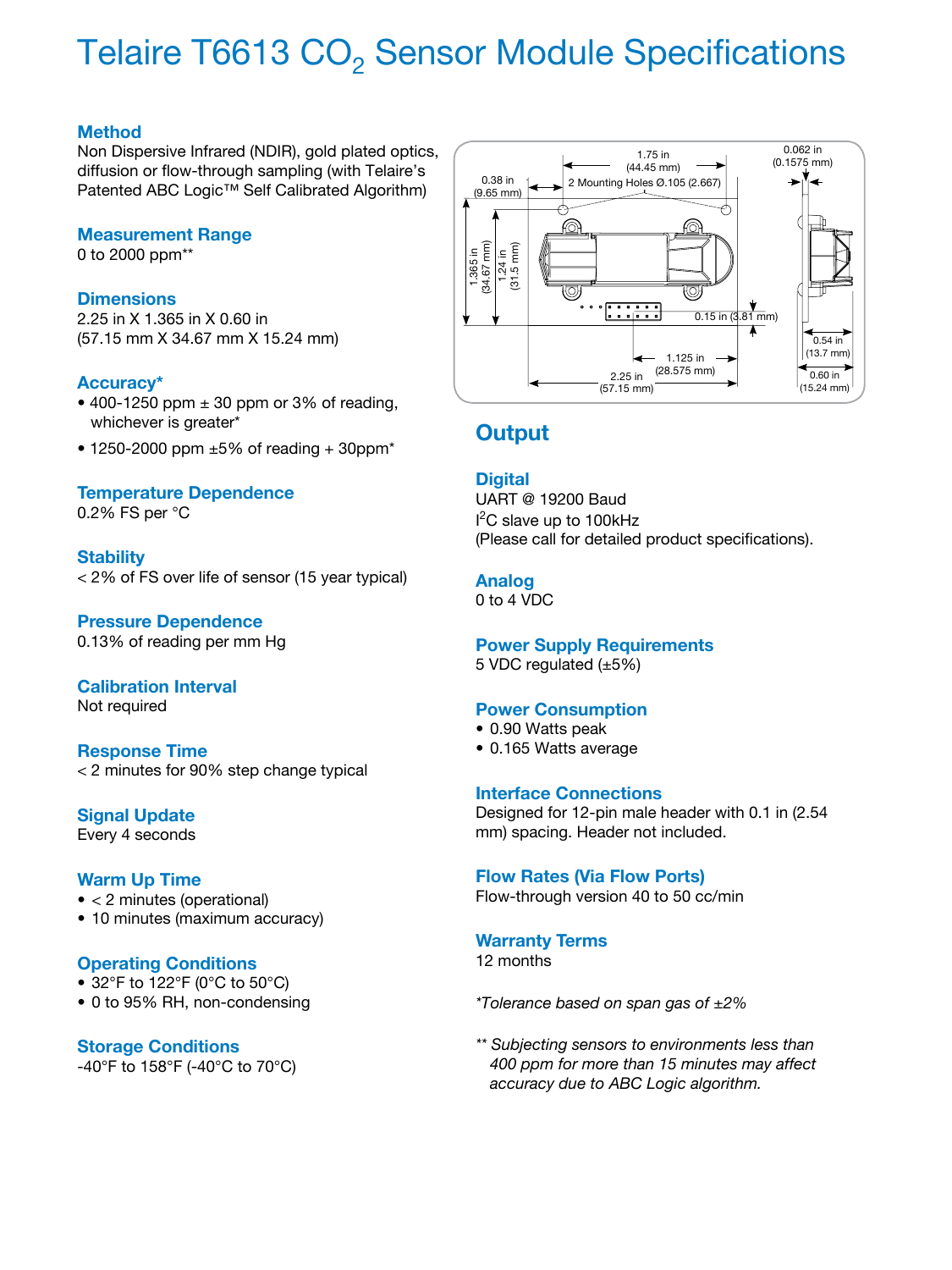# Telaire T6613 $CO_2$ Sensor Module Specifications

## Method
Non Dispersive Infrared (NDIR), gold plated optics, diffusion or flow-through sampling (with Telaire's Patented ABC Logic™ Self Calibrated Algorithm)

## Measurement Range
0 to 2000 ppm**

## Dimensions
2.25 in X 1.365 in X 0.60 in
(57.15 mm X 34.67 mm X 15.24 mm)

## Accuracy*
- 400-1250 ppm ± 30 ppm or 3% of reading, whichever is greater*
- 1250-2000 ppm ±5% of reading + 30ppm*

## Temperature Dependence
0.2% FS per °C

## Stability
< 2% of FS over life of sensor (15 year typical)

## Pressure Dependence
0.13% of reading per mm Hg

## Calibration Interval
Not required

## Response Time
< 2 minutes for 90% step change typical

## Signal Update
Every 4 seconds

## Warm Up Time
- < 2 minutes (operational)
- 10 minutes (maximum accuracy)

## Operating Conditions
- 32°F to 122°F (0°C to 50°C)
- 0 to 95% RH, non-condensing

## Storage Conditions
-40°F to 158°F (-40°C to 70°C)

1.75 in (44.45 mm)
0.38 in (9.65 mm)
2 Mounting Holes Ø.105 (2.667)
0.062 in (0.1575 mm)
1.365 in (34.67 mm)
1.24 in (31.5 mm)
0.15 in (3.81 mm)
1.125 in (28.575 mm)
2.25 in (57.15 mm)
0.54 in (13.7 mm)
0.60 in (15.24 mm)

# Output

## Digital
UART @ 19200 Baud
$I^2C$ slave up to 100kHz
(Please call for detailed product specifications).

## Analog
0 to 4 VDC

## Power Supply Requirements
5 VDC regulated (±5%)

## Power Consumption
- 0.90 Watts peak
- 0.165 Watts average

## Interface Connections
Designed for 12-pin male header with 0.1 in (2.54 mm) spacing. Header not included.

## Flow Rates (Via Flow Ports)
Flow-through version 40 to 50 cc/min

## Warranty Terms
12 months

*\*Tolerance based on span gas of ±2%*

*\*\* Subjecting sensors to environments less than 400 ppm for more than 15 minutes may affect accuracy due to ABC Logic algorithm.*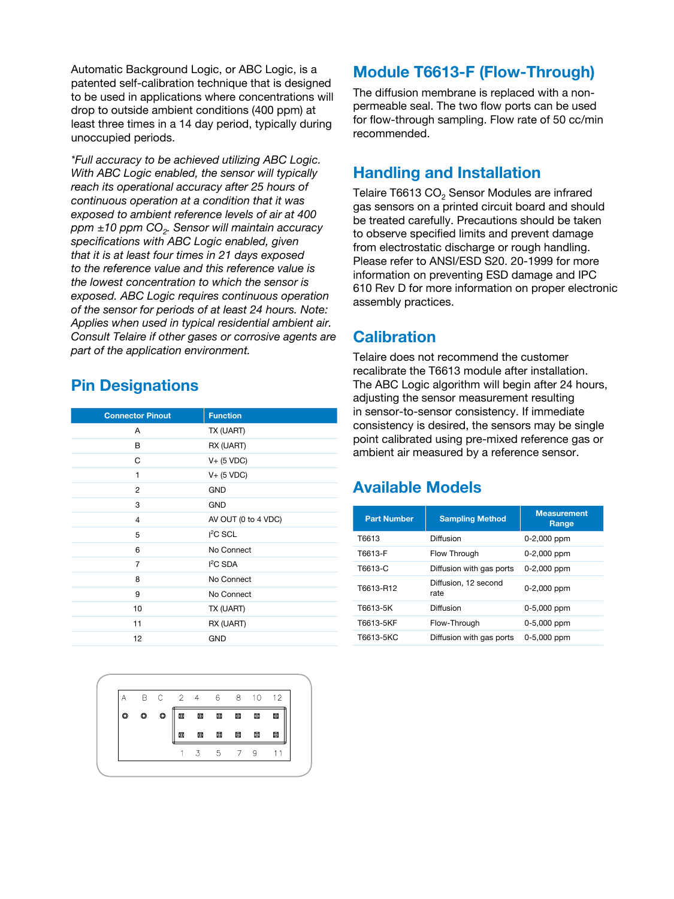Automatic Background Logic, or ABC Logic, is a patented self-calibration technique that is designed to be used in applications where concentrations will drop to outside ambient conditions (400 ppm) at least three times in a 14 day period, typically during unoccupied periods.

*\*Full accuracy to be achieved utilizing ABC Logic. With ABC Logic enabled, the sensor will typically reach its operational accuracy after 25 hours of continuous operation at a condition that it was exposed to ambient reference levels of air at 400 ppm ±10 ppm $CO_2$. Sensor will maintain accuracy specifications with ABC Logic enabled, given that it is at least four times in 21 days exposed to the reference value and this reference value is the lowest concentration to which the sensor is exposed. ABC Logic requires continuous operation of the sensor for periods of at least 24 hours. Note: Applies when used in typical residential ambient air. Consult Telaire if other gases or corrosive agents are part of the application environment.*

## Pin Designations

| Connector Pinout | Function |
|---|---|
| A | TX (UART) |
| B | RX (UART) |
| C | V+ (5 VDC) |
| 1 | V+ (5 VDC) |
| 2 | GND |
| 3 | GND |
| 4 | AV OUT (0 to 4 VDC) |
| 5 | $I^2C$ SCL |
| 6 | No Connect |
| 7 | $I^2C$ SDA |
| 8 | No Connect |
| 9 | No Connect |
| 10 | TX (UART) |
| 11 | RX (UART) |
| 12 | GND |

A B C 2 4 6 8 10 12

1 3 5 7 9 11

## Module T6613-F (Flow-Through)

The diffusion membrane is replaced with a non-permeable seal. The two flow ports can be used for flow-through sampling. Flow rate of 50 cc/min recommended.

## Handling and Installation

Telaire T6613 $CO_2$ Sensor Modules are infrared gas sensors on a printed circuit board and should be treated carefully. Precautions should be taken to observe specified limits and prevent damage from electrostatic discharge or rough handling. Please refer to ANSI/ESD S20. 20-1999 for more information on preventing ESD damage and IPC 610 Rev D for more information on proper electronic assembly practices.

## Calibration

Telaire does not recommend the customer recalibrate the T6613 module after installation. The ABC Logic algorithm will begin after 24 hours, adjusting the sensor measurement resulting in sensor-to-sensor consistency. If immediate consistency is desired, the sensors may be single point calibrated using pre-mixed reference gas or ambient air measured by a reference sensor.

## Available Models

| Part Number | Sampling Method | Measurement Range |
|---|---|---|
| T6613 | Diffusion | 0-2,000 ppm |
| T6613-F | Flow Through | 0-2,000 ppm |
| T6613-C | Diffusion with gas ports | 0-2,000 ppm |
| T6613-R12 | Diffusion, 12 second rate | 0-2,000 ppm |
| T6613-5K | Diffusion | 0-5,000 ppm |
| T6613-5KF | Flow-Through | 0-5,000 ppm |
| T6613-5KC | Diffusion with gas ports | 0-5,000 ppm |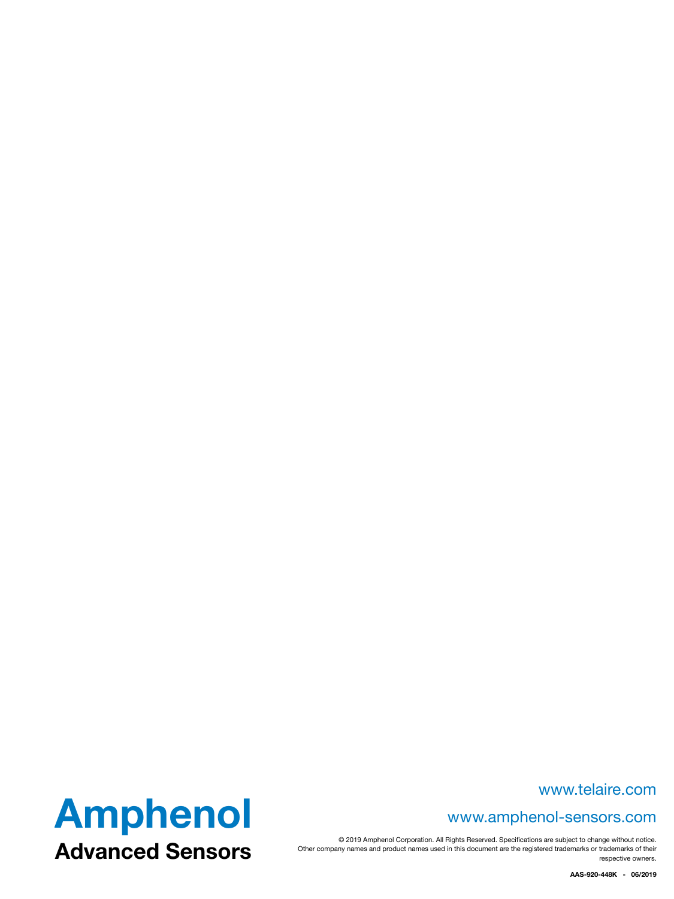**Amphenol**

**Advanced Sensors**

www.telaire.com

www.amphenol-sensors.com

© 2019 Amphenol Corporation. All Rights Reserved. Specifications are subject to change without notice.
Other company names and product names used in this document are the registered trademarks or trademarks of their respective owners.

**AAS-920-448K - 06/2019**